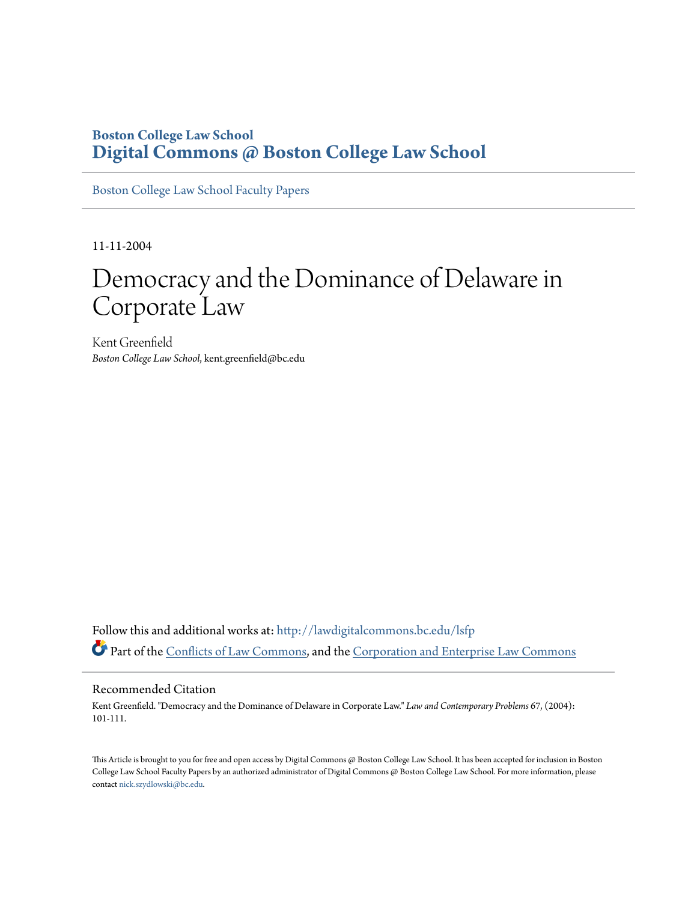**Boston College Law School**
**Digital Commons @ Boston College Law School**

Boston College Law School Faculty Papers

11-11-2004

# Democracy and the Dominance of Delaware in Corporate Law

Kent Greenfield
*Boston College Law School*, kent.greenfield@bc.edu

Follow this and additional works at: http://lawdigitalcommons.bc.edu/lsfp

Part of the Conflicts of Law Commons, and the Corporation and Enterprise Law Commons

## Recommended Citation

Kent Greenfield. "Democracy and the Dominance of Delaware in Corporate Law." *Law and Contemporary Problems* 67, (2004): 101-111.

This Article is brought to you for free and open access by Digital Commons @ Boston College Law School. It has been accepted for inclusion in Boston College Law School Faculty Papers by an authorized administrator of Digital Commons @ Boston College Law School. For more information, please contact nick.szydlowski@bc.edu.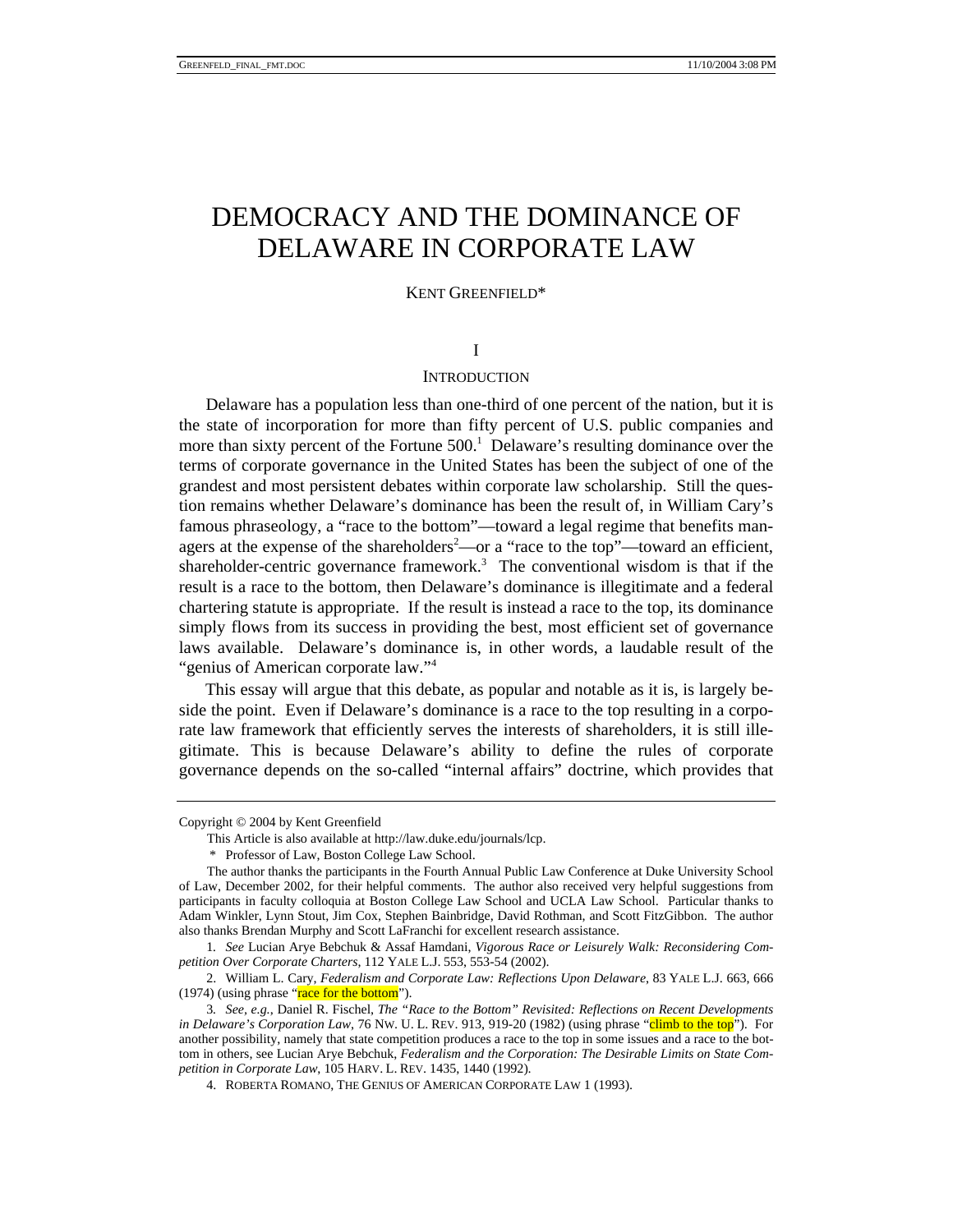# DEMOCRACY AND THE DOMINANCE OF DELAWARE IN CORPORATE LAW

KENT GREENFIELD*

## I

## INTRODUCTION

Delaware has a population less than one-third of one percent of the nation, but it is the state of incorporation for more than fifty percent of U.S. public companies and more than sixty percent of the Fortune 500.[1] Delaware's resulting dominance over the terms of corporate governance in the United States has been the subject of one of the grandest and most persistent debates within corporate law scholarship. Still the question remains whether Delaware's dominance has been the result of, in William Cary's famous phraseology, a "race to the bottom"—toward a legal regime that benefits managers at the expense of the shareholders[2]—or a "race to the top"—toward an efficient, shareholder-centric governance framework.[3] The conventional wisdom is that if the result is a race to the bottom, then Delaware's dominance is illegitimate and a federal chartering statute is appropriate. If the result is instead a race to the top, its dominance simply flows from its success in providing the best, most efficient set of governance laws available. Delaware's dominance is, in other words, a laudable result of the "genius of American corporate law."[4]

This essay will argue that this debate, as popular and notable as it is, is largely beside the point. Even if Delaware's dominance is a race to the top resulting in a corporate law framework that efficiently serves the interests of shareholders, it is still illegitimate. This is because Delaware's ability to define the rules of corporate governance depends on the so-called "internal affairs" doctrine, which provides that

---

Copyright © 2004 by Kent Greenfield

This Article is also available at http://law.duke.edu/journals/lcp.

\* Professor of Law, Boston College Law School.

The author thanks the participants in the Fourth Annual Public Law Conference at Duke University School of Law, December 2002, for their helpful comments. The author also received very helpful suggestions from participants in faculty colloquia at Boston College Law School and UCLA Law School. Particular thanks to Adam Winkler, Lynn Stout, Jim Cox, Stephen Bainbridge, David Rothman, and Scott FitzGibbon. The author also thanks Brendan Murphy and Scott LaFranchi for excellent research assistance.

1. *See* Lucian Arye Bebchuk & Assaf Hamdani, *Vigorous Race or Leisurely Walk: Reconsidering Competition Over Corporate Charters*, 112 YALE L.J. 553, 553-54 (2002).

2. William L. Cary, *Federalism and Corporate Law: Reflections Upon Delaware*, 83 YALE L.J. 663, 666 (1974) (using phrase "race for the bottom").

3. *See, e.g.*, Daniel R. Fischel, *The "Race to the Bottom" Revisited: Reflections on Recent Developments in Delaware's Corporation Law*, 76 NW. U. L. REV. 913, 919-20 (1982) (using phrase "climb to the top"). For another possibility, namely that state competition produces a race to the top in some issues and a race to the bottom in others, see Lucian Arye Bebchuk, *Federalism and the Corporation: The Desirable Limits on State Competition in Corporate Law*, 105 HARV. L. REV. 1435, 1440 (1992).

4. ROBERTA ROMANO, THE GENIUS OF AMERICAN CORPORATE LAW 1 (1993).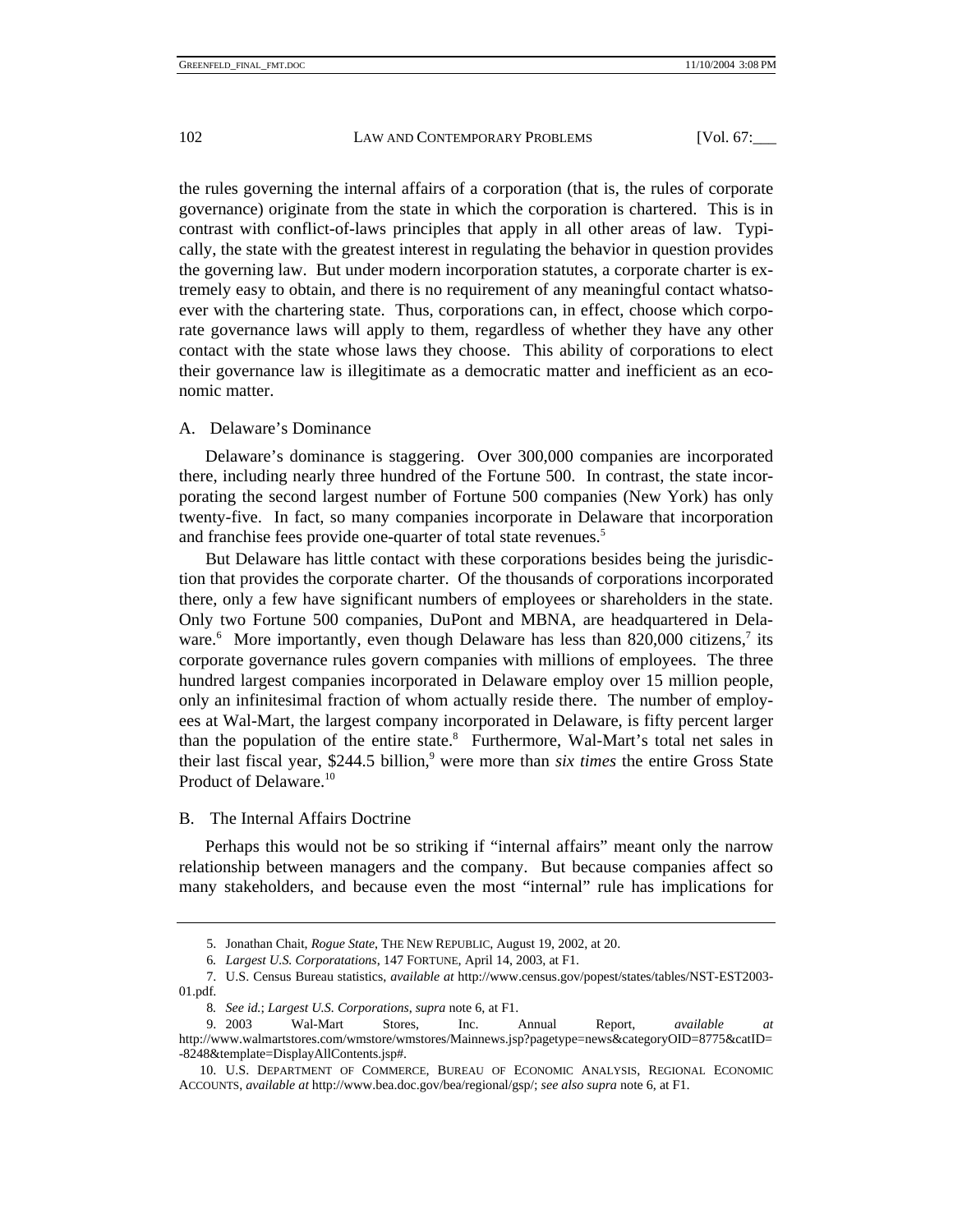the rules governing the internal affairs of a corporation (that is, the rules of corporate governance) originate from the state in which the corporation is chartered. This is in contrast with conflict-of-laws principles that apply in all other areas of law. Typically, the state with the greatest interest in regulating the behavior in question provides the governing law. But under modern incorporation statutes, a corporate charter is extremely easy to obtain, and there is no requirement of any meaningful contact whatsoever with the chartering state. Thus, corporations can, in effect, choose which corporate governance laws will apply to them, regardless of whether they have any other contact with the state whose laws they choose. This ability of corporations to elect their governance law is illegitimate as a democratic matter and inefficient as an economic matter.

### A. Delaware's Dominance

Delaware's dominance is staggering. Over 300,000 companies are incorporated there, including nearly three hundred of the Fortune 500. In contrast, the state incorporating the second largest number of Fortune 500 companies (New York) has only twenty-five. In fact, so many companies incorporate in Delaware that incorporation and franchise fees provide one-quarter of total state revenues.[5]

But Delaware has little contact with these corporations besides being the jurisdiction that provides the corporate charter. Of the thousands of corporations incorporated there, only a few have significant numbers of employees or shareholders in the state. Only two Fortune 500 companies, DuPont and MBNA, are headquartered in Delaware.[6] More importantly, even though Delaware has less than 820,000 citizens,[7] its corporate governance rules govern companies with millions of employees. The three hundred largest companies incorporated in Delaware employ over 15 million people, only an infinitesimal fraction of whom actually reside there. The number of employees at Wal-Mart, the largest company incorporated in Delaware, is fifty percent larger than the population of the entire state.[8] Furthermore, Wal-Mart's total net sales in their last fiscal year, $244.5 billion,[9] were more than *six times* the entire Gross State Product of Delaware.[10]

### B. The Internal Affairs Doctrine

Perhaps this would not be so striking if "internal affairs" meant only the narrow relationship between managers and the company. But because companies affect so many stakeholders, and because even the most "internal" rule has implications for

---

5. Jonathan Chait, *Rogue State*, THE NEW REPUBLIC, August 19, 2002, at 20.

6. *Largest U.S. Corporatations*, 147 FORTUNE, April 14, 2003, at F1.

7. U.S. Census Bureau statistics, *available at* http://www.census.gov/popest/states/tables/NST-EST2003-01.pdf.

8. *See id.*; *Largest U.S. Corporations*, *supra* note 6, at F1.

9. 2003 Wal-Mart Stores, Inc. Annual Report, *available at* http://www.walmartstores.com/wmstore/wmstores/Mainnews.jsp?pagetype=news&categoryOID=8775&catID=-8248&template=DisplayAllContents.jsp#.

10. U.S. DEPARTMENT OF COMMERCE, BUREAU OF ECONOMIC ANALYSIS, REGIONAL ECONOMIC ACCOUNTS, *available at* http://www.bea.doc.gov/bea/regional/gsp/; *see also supra* note 6, at F1.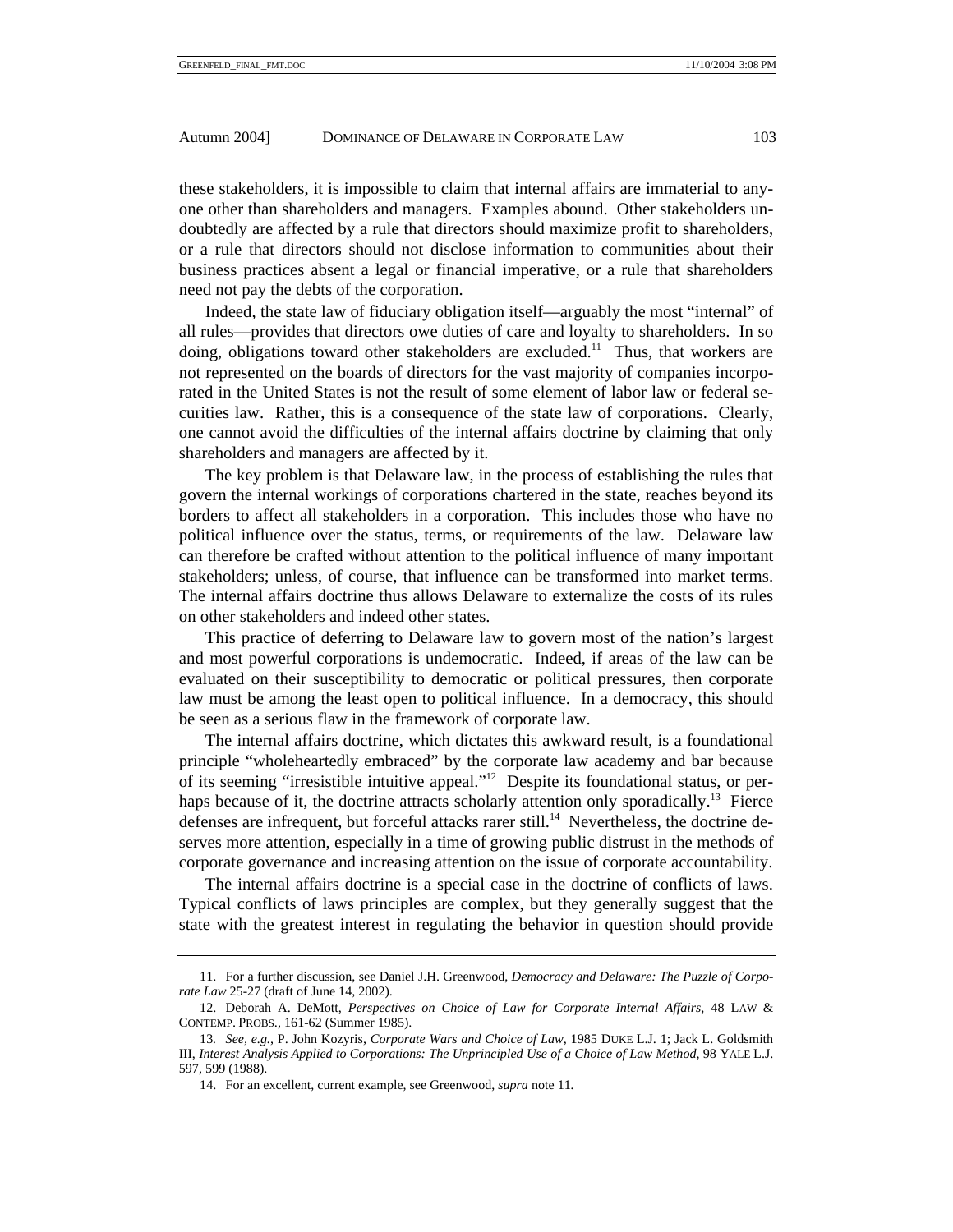these stakeholders, it is impossible to claim that internal affairs are immaterial to anyone other than shareholders and managers. Examples abound. Other stakeholders undoubtedly are affected by a rule that directors should maximize profit to shareholders, or a rule that directors should not disclose information to communities about their business practices absent a legal or financial imperative, or a rule that shareholders need not pay the debts of the corporation.

Indeed, the state law of fiduciary obligation itself—arguably the most "internal" of all rules—provides that directors owe duties of care and loyalty to shareholders. In so doing, obligations toward other stakeholders are excluded.[11] Thus, that workers are not represented on the boards of directors for the vast majority of companies incorporated in the United States is not the result of some element of labor law or federal securities law. Rather, this is a consequence of the state law of corporations. Clearly, one cannot avoid the difficulties of the internal affairs doctrine by claiming that only shareholders and managers are affected by it.

The key problem is that Delaware law, in the process of establishing the rules that govern the internal workings of corporations chartered in the state, reaches beyond its borders to affect all stakeholders in a corporation. This includes those who have no political influence over the status, terms, or requirements of the law. Delaware law can therefore be crafted without attention to the political influence of many important stakeholders; unless, of course, that influence can be transformed into market terms. The internal affairs doctrine thus allows Delaware to externalize the costs of its rules on other stakeholders and indeed other states.

This practice of deferring to Delaware law to govern most of the nation's largest and most powerful corporations is undemocratic. Indeed, if areas of the law can be evaluated on their susceptibility to democratic or political pressures, then corporate law must be among the least open to political influence. In a democracy, this should be seen as a serious flaw in the framework of corporate law.

The internal affairs doctrine, which dictates this awkward result, is a foundational principle "wholeheartedly embraced" by the corporate law academy and bar because of its seeming "irresistible intuitive appeal."[12] Despite its foundational status, or perhaps because of it, the doctrine attracts scholarly attention only sporadically.[13] Fierce defenses are infrequent, but forceful attacks rarer still.[14] Nevertheless, the doctrine deserves more attention, especially in a time of growing public distrust in the methods of corporate governance and increasing attention on the issue of corporate accountability.

The internal affairs doctrine is a special case in the doctrine of conflicts of laws. Typical conflicts of laws principles are complex, but they generally suggest that the state with the greatest interest in regulating the behavior in question should provide

---

11. For a further discussion, see Daniel J.H. Greenwood, *Democracy and Delaware: The Puzzle of Corporate Law* 25-27 (draft of June 14, 2002).

12. Deborah A. DeMott, *Perspectives on Choice of Law for Corporate Internal Affairs*, 48 LAW & CONTEMP. PROBS., 161-62 (Summer 1985).

13. *See, e.g.*, P. John Kozyris, *Corporate Wars and Choice of Law*, 1985 DUKE L.J. 1; Jack L. Goldsmith III, *Interest Analysis Applied to Corporations: The Unprincipled Use of a Choice of Law Method*, 98 YALE L.J. 597, 599 (1988).

14. For an excellent, current example, see Greenwood, *supra* note 11.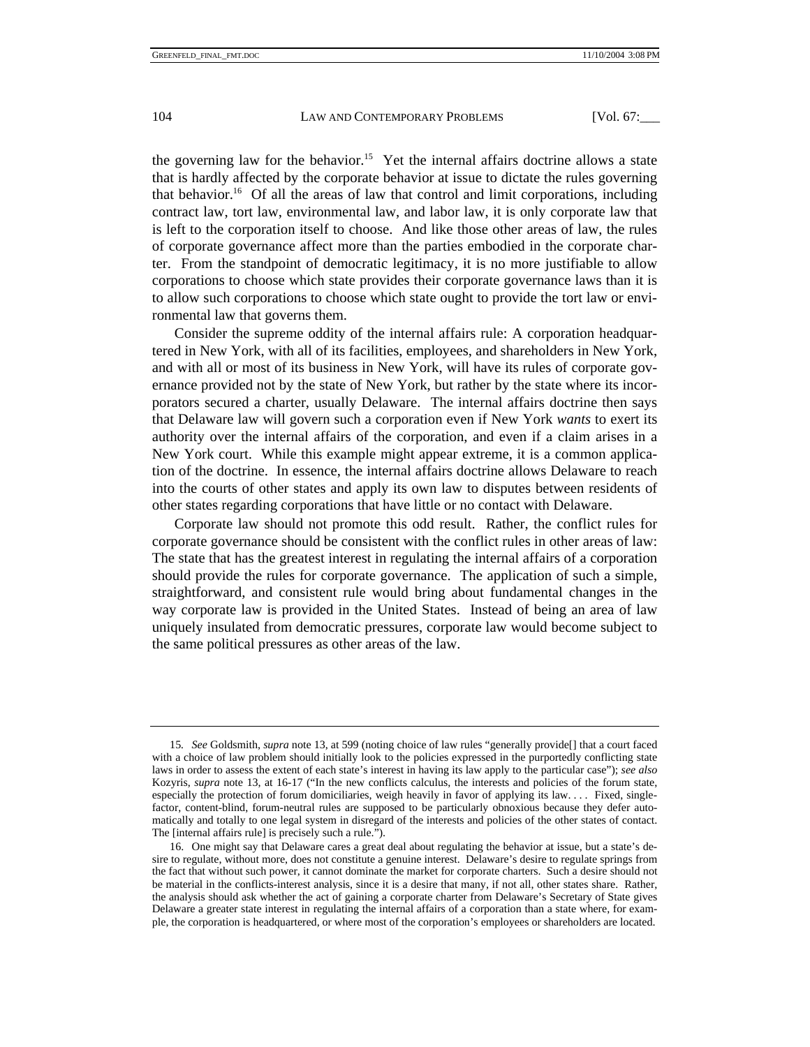the governing law for the behavior.[15] Yet the internal affairs doctrine allows a state that is hardly affected by the corporate behavior at issue to dictate the rules governing that behavior.[16] Of all the areas of law that control and limit corporations, including contract law, tort law, environmental law, and labor law, it is only corporate law that is left to the corporation itself to choose. And like those other areas of law, the rules of corporate governance affect more than the parties embodied in the corporate charter. From the standpoint of democratic legitimacy, it is no more justifiable to allow corporations to choose which state provides their corporate governance laws than it is to allow such corporations to choose which state ought to provide the tort law or environmental law that governs them.

Consider the supreme oddity of the internal affairs rule: A corporation headquartered in New York, with all of its facilities, employees, and shareholders in New York, and with all or most of its business in New York, will have its rules of corporate governance provided not by the state of New York, but rather by the state where its incorporators secured a charter, usually Delaware. The internal affairs doctrine then says that Delaware law will govern such a corporation even if New York *wants* to exert its authority over the internal affairs of the corporation, and even if a claim arises in a New York court. While this example might appear extreme, it is a common application of the doctrine. In essence, the internal affairs doctrine allows Delaware to reach into the courts of other states and apply its own law to disputes between residents of other states regarding corporations that have little or no contact with Delaware.

Corporate law should not promote this odd result. Rather, the conflict rules for corporate governance should be consistent with the conflict rules in other areas of law: The state that has the greatest interest in regulating the internal affairs of a corporation should provide the rules for corporate governance. The application of such a simple, straightforward, and consistent rule would bring about fundamental changes in the way corporate law is provided in the United States. Instead of being an area of law uniquely insulated from democratic pressures, corporate law would become subject to the same political pressures as other areas of the law.

---

15. *See* Goldsmith, *supra* note 13, at 599 (noting choice of law rules "generally provide[] that a court faced with a choice of law problem should initially look to the policies expressed in the purportedly conflicting state laws in order to assess the extent of each state's interest in having its law apply to the particular case"); *see also* Kozyris, *supra* note 13, at 16-17 ("In the new conflicts calculus, the interests and policies of the forum state, especially the protection of forum domiciliaries, weigh heavily in favor of applying its law. . . . Fixed, single-factor, content-blind, forum-neutral rules are supposed to be particularly obnoxious because they defer automatically and totally to one legal system in disregard of the interests and policies of the other states of contact. The [internal affairs rule] is precisely such a rule.").

16. One might say that Delaware cares a great deal about regulating the behavior at issue, but a state's desire to regulate, without more, does not constitute a genuine interest. Delaware's desire to regulate springs from the fact that without such power, it cannot dominate the market for corporate charters. Such a desire should not be material in the conflicts-interest analysis, since it is a desire that many, if not all, other states share. Rather, the analysis should ask whether the act of gaining a corporate charter from Delaware's Secretary of State gives Delaware a greater state interest in regulating the internal affairs of a corporation than a state where, for example, the corporation is headquartered, or where most of the corporation's employees or shareholders are located.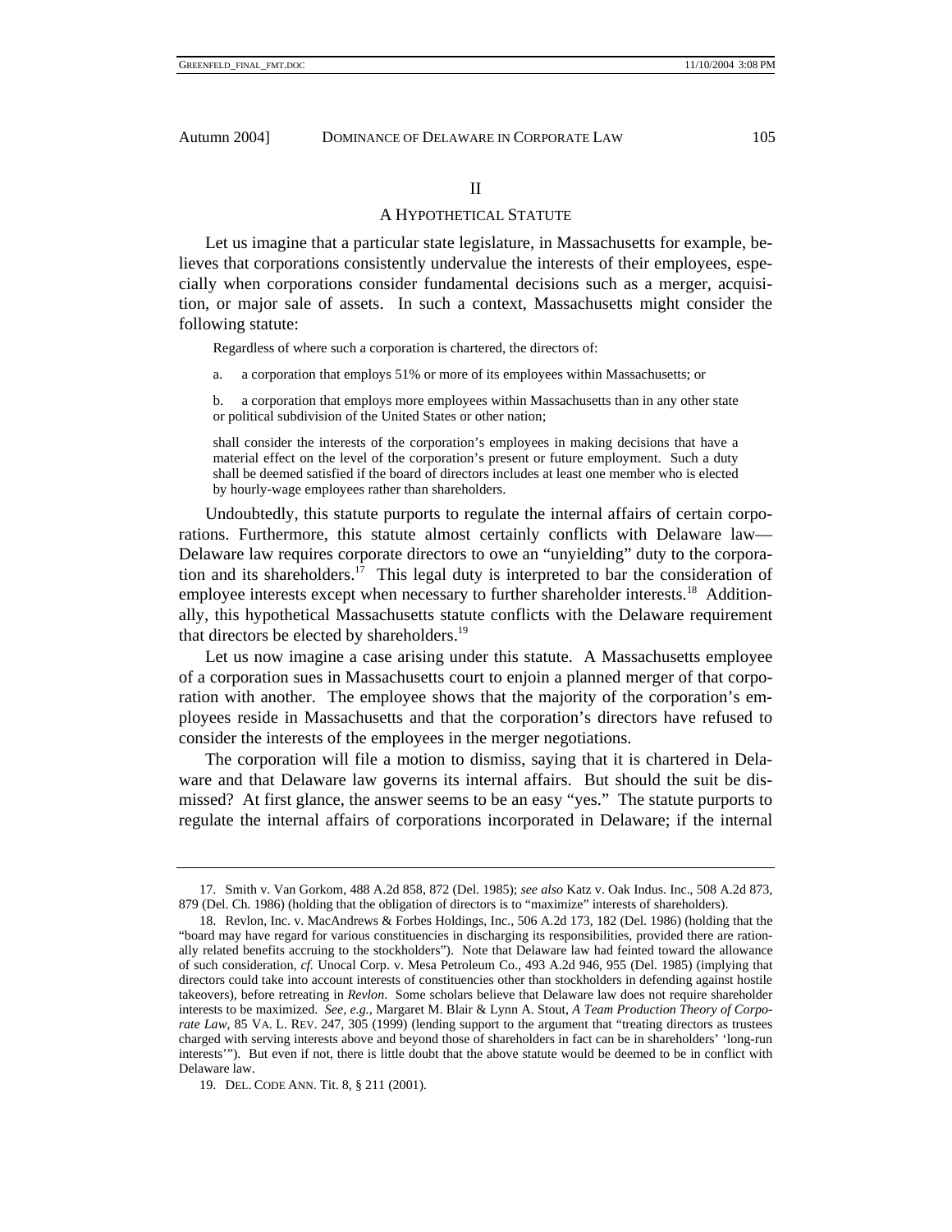## II

## A HYPOTHETICAL STATUTE

Let us imagine that a particular state legislature, in Massachusetts for example, believes that corporations consistently undervalue the interests of their employees, especially when corporations consider fundamental decisions such as a merger, acquisition, or major sale of assets. In such a context, Massachusetts might consider the following statute:

> Regardless of where such a corporation is chartered, the directors of:
>
> a. a corporation that employs 51% or more of its employees within Massachusetts; or
>
> b. a corporation that employs more employees within Massachusetts than in any other state or political subdivision of the United States or other nation;
>
> shall consider the interests of the corporation's employees in making decisions that have a material effect on the level of the corporation's present or future employment. Such a duty shall be deemed satisfied if the board of directors includes at least one member who is elected by hourly-wage employees rather than shareholders.

Undoubtedly, this statute purports to regulate the internal affairs of certain corporations. Furthermore, this statute almost certainly conflicts with Delaware law—Delaware law requires corporate directors to owe an "unyielding" duty to the corporation and its shareholders.[17] This legal duty is interpreted to bar the consideration of employee interests except when necessary to further shareholder interests.[18] Additionally, this hypothetical Massachusetts statute conflicts with the Delaware requirement that directors be elected by shareholders.[19]

Let us now imagine a case arising under this statute. A Massachusetts employee of a corporation sues in Massachusetts court to enjoin a planned merger of that corporation with another. The employee shows that the majority of the corporation's employees reside in Massachusetts and that the corporation's directors have refused to consider the interests of the employees in the merger negotiations.

The corporation will file a motion to dismiss, saying that it is chartered in Delaware and that Delaware law governs its internal affairs. But should the suit be dismissed? At first glance, the answer seems to be an easy "yes." The statute purports to regulate the internal affairs of corporations incorporated in Delaware; if the internal

---

17. Smith v. Van Gorkom, 488 A.2d 858, 872 (Del. 1985); *see also* Katz v. Oak Indus. Inc., 508 A.2d 873, 879 (Del. Ch. 1986) (holding that the obligation of directors is to "maximize" interests of shareholders).

18. Revlon, Inc. v. MacAndrews & Forbes Holdings, Inc., 506 A.2d 173, 182 (Del. 1986) (holding that the "board may have regard for various constituencies in discharging its responsibilities, provided there are rationally related benefits accruing to the stockholders"). Note that Delaware law had feinted toward the allowance of such consideration, *cf.* Unocal Corp. v. Mesa Petroleum Co., 493 A.2d 946, 955 (Del. 1985) (implying that directors could take into account interests of constituencies other than stockholders in defending against hostile takeovers), before retreating in *Revlon*. Some scholars believe that Delaware law does not require shareholder interests to be maximized. *See, e.g.*, Margaret M. Blair & Lynn A. Stout, *A Team Production Theory of Corporate Law*, 85 VA. L. REV. 247, 305 (1999) (lending support to the argument that "treating directors as trustees charged with serving interests above and beyond those of shareholders in fact can be in shareholders' 'long-run interests'"). But even if not, there is little doubt that the above statute would be deemed to be in conflict with Delaware law.

19. DEL. CODE ANN. Tit. 8, § 211 (2001).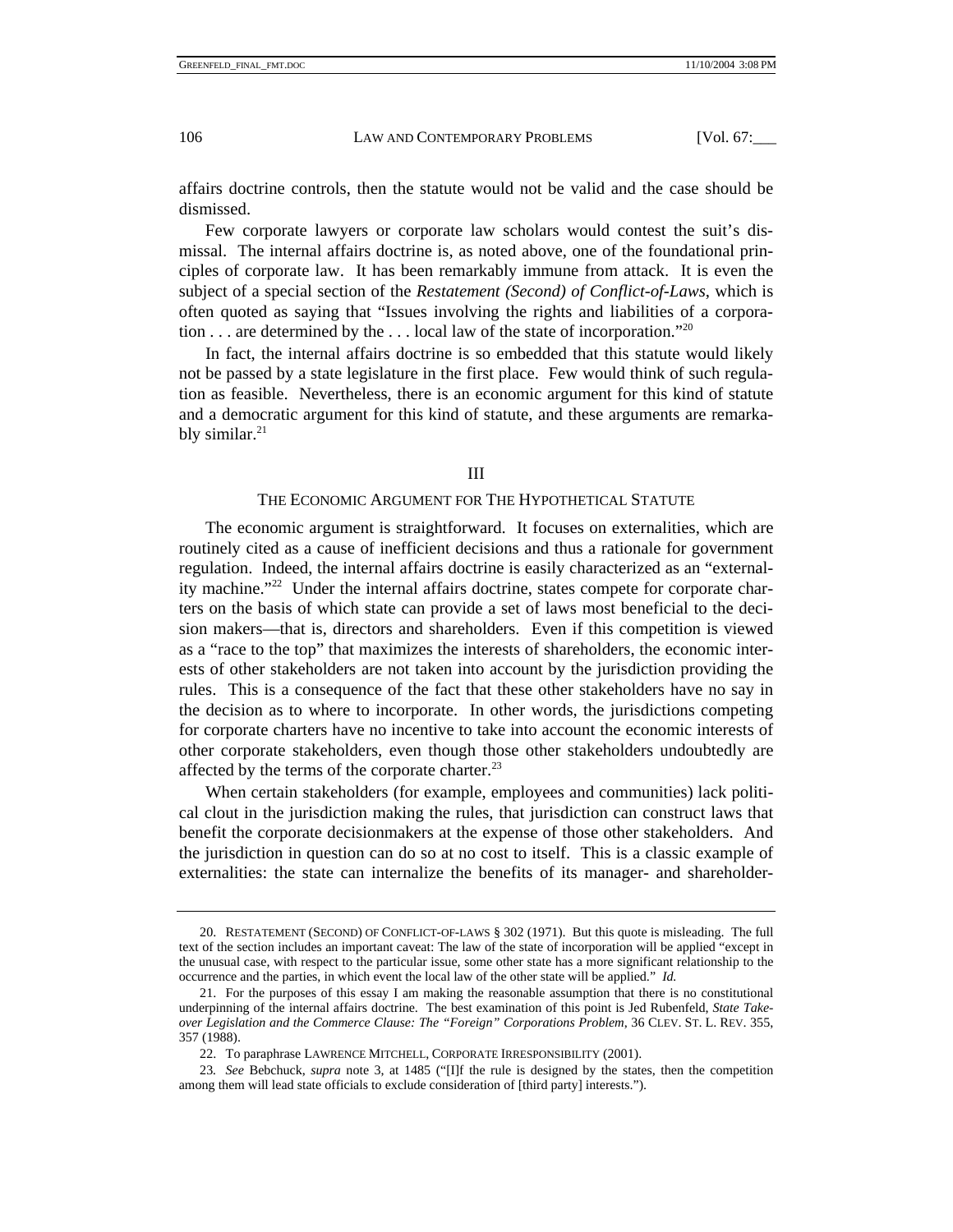affairs doctrine controls, then the statute would not be valid and the case should be dismissed.

Few corporate lawyers or corporate law scholars would contest the suit's dismissal. The internal affairs doctrine is, as noted above, one of the foundational principles of corporate law. It has been remarkably immune from attack. It is even the subject of a special section of the *Restatement (Second) of Conflict-of-Laws*, which is often quoted as saying that "Issues involving the rights and liabilities of a corporation . . . are determined by the . . . local law of the state of incorporation."[20]

In fact, the internal affairs doctrine is so embedded that this statute would likely not be passed by a state legislature in the first place. Few would think of such regulation as feasible. Nevertheless, there is an economic argument for this kind of statute and a democratic argument for this kind of statute, and these arguments are remarkably similar.[21]

## III

### THE ECONOMIC ARGUMENT FOR THE HYPOTHETICAL STATUTE

The economic argument is straightforward. It focuses on externalities, which are routinely cited as a cause of inefficient decisions and thus a rationale for government regulation. Indeed, the internal affairs doctrine is easily characterized as an "externality machine."[22] Under the internal affairs doctrine, states compete for corporate charters on the basis of which state can provide a set of laws most beneficial to the decision makers—that is, directors and shareholders. Even if this competition is viewed as a "race to the top" that maximizes the interests of shareholders, the economic interests of other stakeholders are not taken into account by the jurisdiction providing the rules. This is a consequence of the fact that these other stakeholders have no say in the decision as to where to incorporate. In other words, the jurisdictions competing for corporate charters have no incentive to take into account the economic interests of other corporate stakeholders, even though those other stakeholders undoubtedly are affected by the terms of the corporate charter.[23]

When certain stakeholders (for example, employees and communities) lack political clout in the jurisdiction making the rules, that jurisdiction can construct laws that benefit the corporate decisionmakers at the expense of those other stakeholders. And the jurisdiction in question can do so at no cost to itself. This is a classic example of externalities: the state can internalize the benefits of its manager- and shareholder-

---

20. RESTATEMENT (SECOND) OF CONFLICT-OF-LAWS § 302 (1971). But this quote is misleading. The full text of the section includes an important caveat: The law of the state of incorporation will be applied "except in the unusual case, with respect to the particular issue, some other state has a more significant relationship to the occurrence and the parties, in which event the local law of the other state will be applied." *Id.*

21. For the purposes of this essay I am making the reasonable assumption that there is no constitutional underpinning of the internal affairs doctrine. The best examination of this point is Jed Rubenfeld, *State Takeover Legislation and the Commerce Clause: The "Foreign" Corporations Problem*, 36 CLEV. ST. L. REV. 355, 357 (1988).

22. To paraphrase LAWRENCE MITCHELL, CORPORATE IRRESPONSIBILITY (2001).

23. *See* Bebchuck, *supra* note 3, at 1485 ("[I]f the rule is designed by the states, then the competition among them will lead state officials to exclude consideration of [third party] interests.").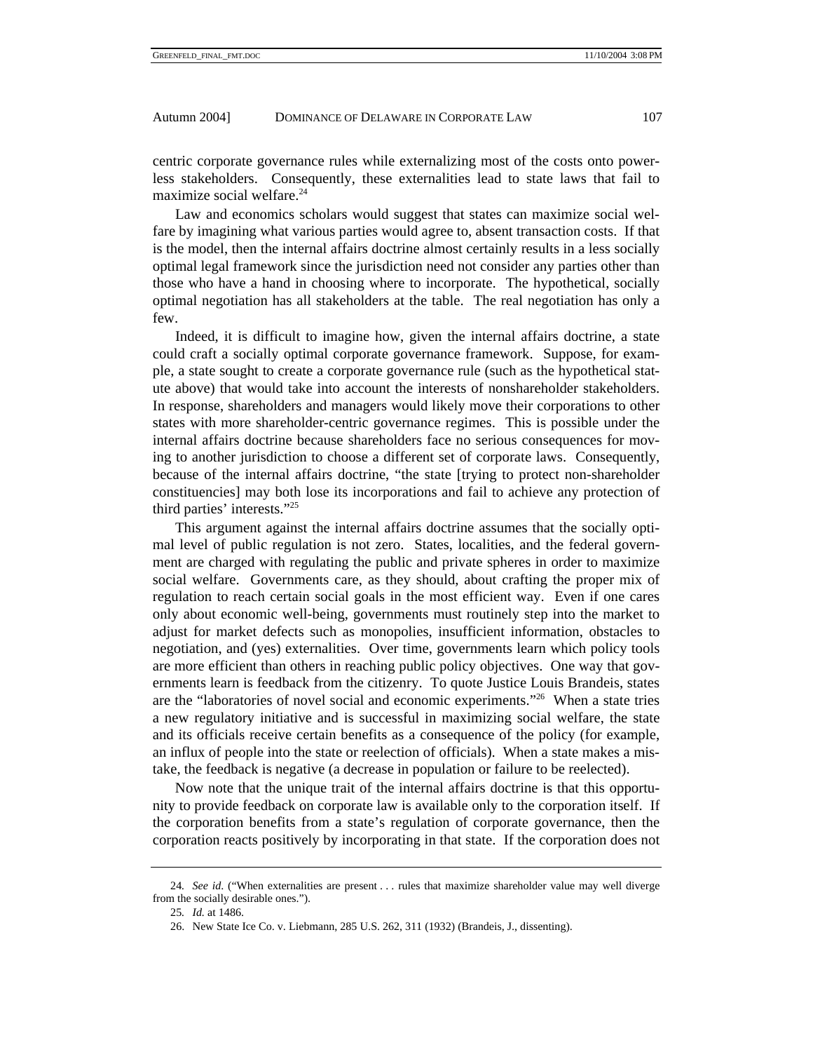centric corporate governance rules while externalizing most of the costs onto powerless stakeholders. Consequently, these externalities lead to state laws that fail to maximize social welfare.[24]

Law and economics scholars would suggest that states can maximize social welfare by imagining what various parties would agree to, absent transaction costs. If that is the model, then the internal affairs doctrine almost certainly results in a less socially optimal legal framework since the jurisdiction need not consider any parties other than those who have a hand in choosing where to incorporate. The hypothetical, socially optimal negotiation has all stakeholders at the table. The real negotiation has only a few.

Indeed, it is difficult to imagine how, given the internal affairs doctrine, a state could craft a socially optimal corporate governance framework. Suppose, for example, a state sought to create a corporate governance rule (such as the hypothetical statute above) that would take into account the interests of nonshareholder stakeholders. In response, shareholders and managers would likely move their corporations to other states with more shareholder-centric governance regimes. This is possible under the internal affairs doctrine because shareholders face no serious consequences for moving to another jurisdiction to choose a different set of corporate laws. Consequently, because of the internal affairs doctrine, "the state [trying to protect non-shareholder constituencies] may both lose its incorporations and fail to achieve any protection of third parties' interests."[25]

This argument against the internal affairs doctrine assumes that the socially optimal level of public regulation is not zero. States, localities, and the federal government are charged with regulating the public and private spheres in order to maximize social welfare. Governments care, as they should, about crafting the proper mix of regulation to reach certain social goals in the most efficient way. Even if one cares only about economic well-being, governments must routinely step into the market to adjust for market defects such as monopolies, insufficient information, obstacles to negotiation, and (yes) externalities. Over time, governments learn which policy tools are more efficient than others in reaching public policy objectives. One way that governments learn is feedback from the citizenry. To quote Justice Louis Brandeis, states are the "laboratories of novel social and economic experiments."[26] When a state tries a new regulatory initiative and is successful in maximizing social welfare, the state and its officials receive certain benefits as a consequence of the policy (for example, an influx of people into the state or reelection of officials). When a state makes a mistake, the feedback is negative (a decrease in population or failure to be reelected).

Now note that the unique trait of the internal affairs doctrine is that this opportunity to provide feedback on corporate law is available only to the corporation itself. If the corporation benefits from a state's regulation of corporate governance, then the corporation reacts positively by incorporating in that state. If the corporation does not

---

24. *See id.* ("When externalities are present . . . rules that maximize shareholder value may well diverge from the socially desirable ones.").

25. *Id.* at 1486.

26. New State Ice Co. v. Liebmann, 285 U.S. 262, 311 (1932) (Brandeis, J., dissenting).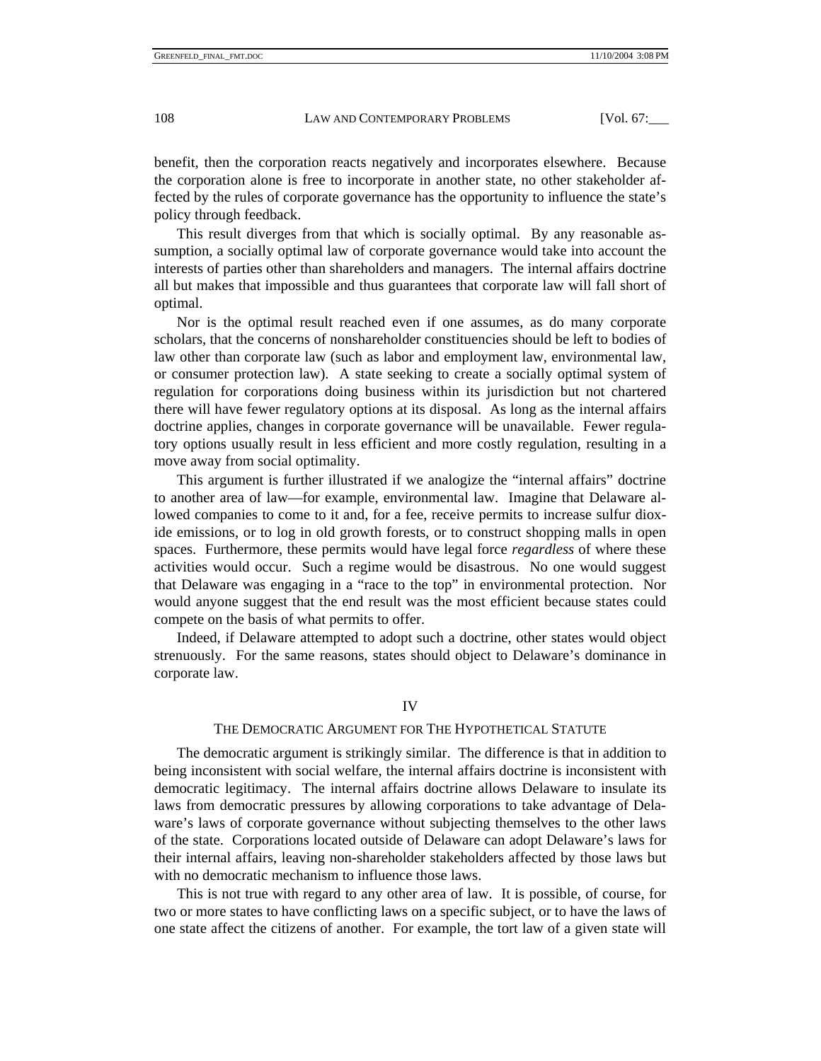benefit, then the corporation reacts negatively and incorporates elsewhere. Because the corporation alone is free to incorporate in another state, no other stakeholder affected by the rules of corporate governance has the opportunity to influence the state's policy through feedback.

This result diverges from that which is socially optimal. By any reasonable assumption, a socially optimal law of corporate governance would take into account the interests of parties other than shareholders and managers. The internal affairs doctrine all but makes that impossible and thus guarantees that corporate law will fall short of optimal.

Nor is the optimal result reached even if one assumes, as do many corporate scholars, that the concerns of nonshareholder constituencies should be left to bodies of law other than corporate law (such as labor and employment law, environmental law, or consumer protection law). A state seeking to create a socially optimal system of regulation for corporations doing business within its jurisdiction but not chartered there will have fewer regulatory options at its disposal. As long as the internal affairs doctrine applies, changes in corporate governance will be unavailable. Fewer regulatory options usually result in less efficient and more costly regulation, resulting in a move away from social optimality.

This argument is further illustrated if we analogize the "internal affairs" doctrine to another area of law—for example, environmental law. Imagine that Delaware allowed companies to come to it and, for a fee, receive permits to increase sulfur dioxide emissions, or to log in old growth forests, or to construct shopping malls in open spaces. Furthermore, these permits would have legal force *regardless* of where these activities would occur. Such a regime would be disastrous. No one would suggest that Delaware was engaging in a "race to the top" in environmental protection. Nor would anyone suggest that the end result was the most efficient because states could compete on the basis of what permits to offer.

Indeed, if Delaware attempted to adopt such a doctrine, other states would object strenuously. For the same reasons, states should object to Delaware's dominance in corporate law.

## IV

## THE DEMOCRATIC ARGUMENT FOR THE HYPOTHETICAL STATUTE

The democratic argument is strikingly similar. The difference is that in addition to being inconsistent with social welfare, the internal affairs doctrine is inconsistent with democratic legitimacy. The internal affairs doctrine allows Delaware to insulate its laws from democratic pressures by allowing corporations to take advantage of Delaware's laws of corporate governance without subjecting themselves to the other laws of the state. Corporations located outside of Delaware can adopt Delaware's laws for their internal affairs, leaving non-shareholder stakeholders affected by those laws but with no democratic mechanism to influence those laws.

This is not true with regard to any other area of law. It is possible, of course, for two or more states to have conflicting laws on a specific subject, or to have the laws of one state affect the citizens of another. For example, the tort law of a given state will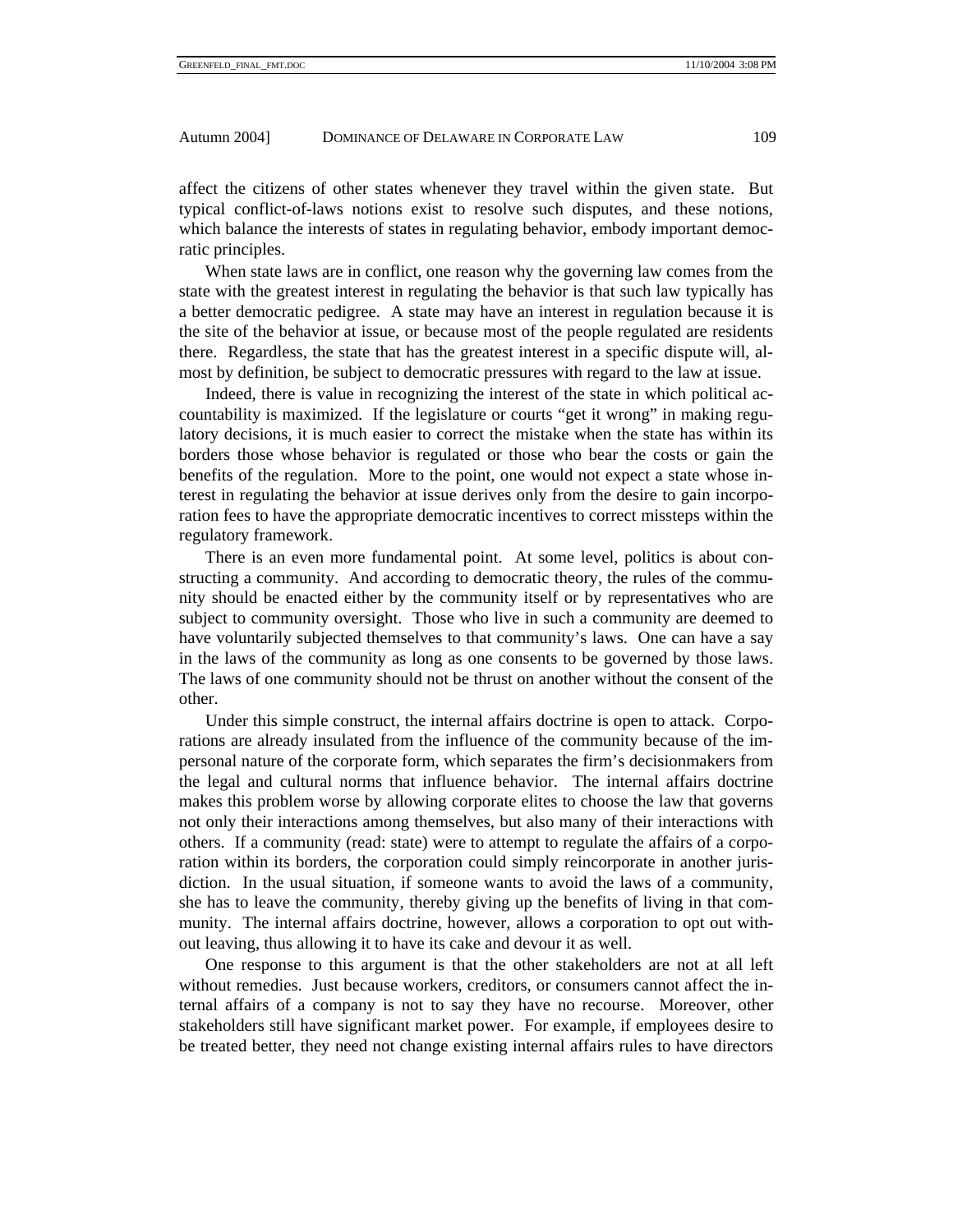affect the citizens of other states whenever they travel within the given state. But typical conflict-of-laws notions exist to resolve such disputes, and these notions, which balance the interests of states in regulating behavior, embody important democratic principles.

When state laws are in conflict, one reason why the governing law comes from the state with the greatest interest in regulating the behavior is that such law typically has a better democratic pedigree. A state may have an interest in regulation because it is the site of the behavior at issue, or because most of the people regulated are residents there. Regardless, the state that has the greatest interest in a specific dispute will, almost by definition, be subject to democratic pressures with regard to the law at issue.

Indeed, there is value in recognizing the interest of the state in which political accountability is maximized. If the legislature or courts "get it wrong" in making regulatory decisions, it is much easier to correct the mistake when the state has within its borders those whose behavior is regulated or those who bear the costs or gain the benefits of the regulation. More to the point, one would not expect a state whose interest in regulating the behavior at issue derives only from the desire to gain incorporation fees to have the appropriate democratic incentives to correct missteps within the regulatory framework.

There is an even more fundamental point. At some level, politics is about constructing a community. And according to democratic theory, the rules of the community should be enacted either by the community itself or by representatives who are subject to community oversight. Those who live in such a community are deemed to have voluntarily subjected themselves to that community's laws. One can have a say in the laws of the community as long as one consents to be governed by those laws. The laws of one community should not be thrust on another without the consent of the other.

Under this simple construct, the internal affairs doctrine is open to attack. Corporations are already insulated from the influence of the community because of the impersonal nature of the corporate form, which separates the firm's decisionmakers from the legal and cultural norms that influence behavior. The internal affairs doctrine makes this problem worse by allowing corporate elites to choose the law that governs not only their interactions among themselves, but also many of their interactions with others. If a community (read: state) were to attempt to regulate the affairs of a corporation within its borders, the corporation could simply reincorporate in another jurisdiction. In the usual situation, if someone wants to avoid the laws of a community, she has to leave the community, thereby giving up the benefits of living in that community. The internal affairs doctrine, however, allows a corporation to opt out without leaving, thus allowing it to have its cake and devour it as well.

One response to this argument is that the other stakeholders are not at all left without remedies. Just because workers, creditors, or consumers cannot affect the internal affairs of a company is not to say they have no recourse. Moreover, other stakeholders still have significant market power. For example, if employees desire to be treated better, they need not change existing internal affairs rules to have directors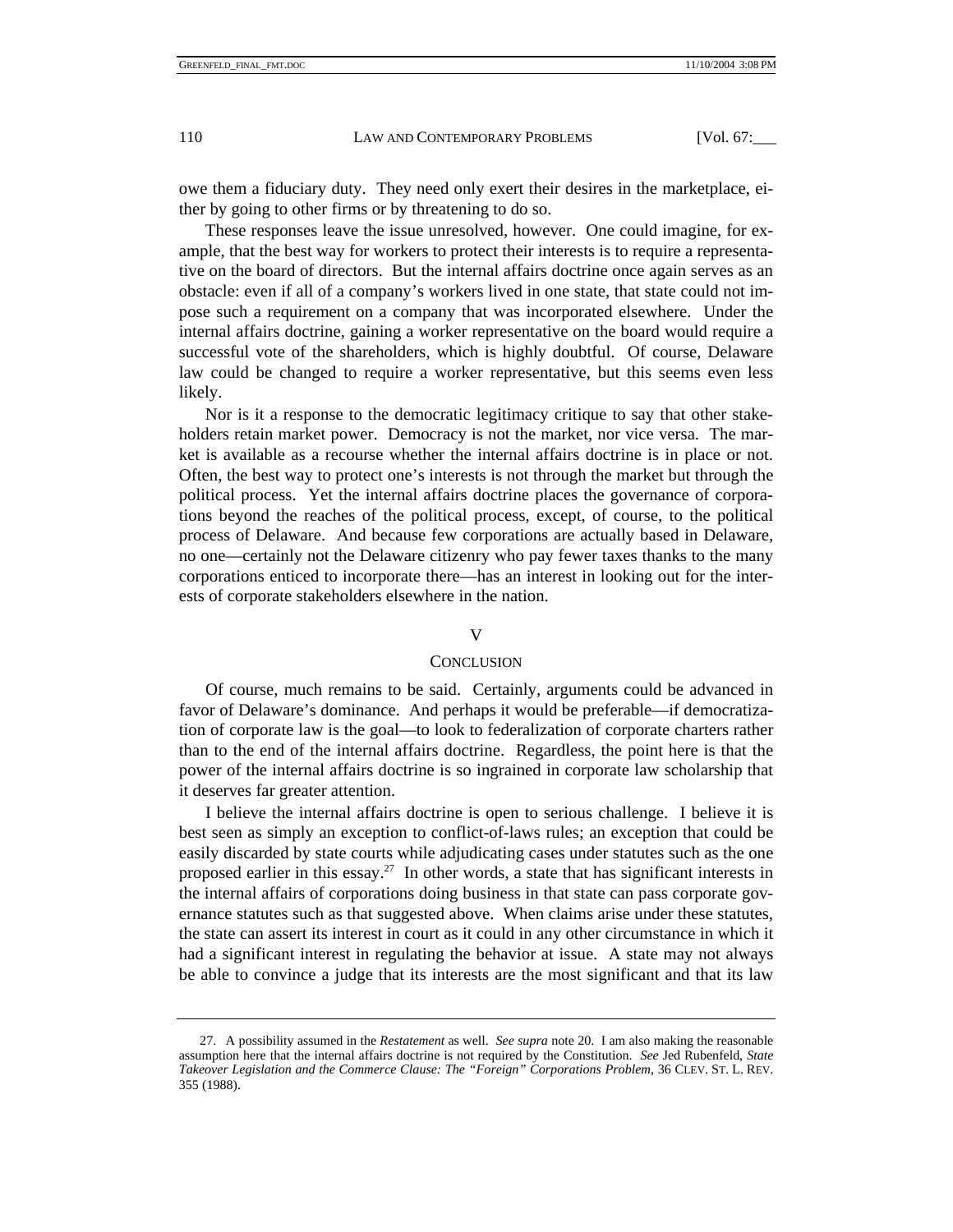owe them a fiduciary duty. They need only exert their desires in the marketplace, either by going to other firms or by threatening to do so.

These responses leave the issue unresolved, however. One could imagine, for example, that the best way for workers to protect their interests is to require a representative on the board of directors. But the internal affairs doctrine once again serves as an obstacle: even if all of a company's workers lived in one state, that state could not impose such a requirement on a company that was incorporated elsewhere. Under the internal affairs doctrine, gaining a worker representative on the board would require a successful vote of the shareholders, which is highly doubtful. Of course, Delaware law could be changed to require a worker representative, but this seems even less likely.

Nor is it a response to the democratic legitimacy critique to say that other stakeholders retain market power. Democracy is not the market, nor vice versa. The market is available as a recourse whether the internal affairs doctrine is in place or not. Often, the best way to protect one's interests is not through the market but through the political process. Yet the internal affairs doctrine places the governance of corporations beyond the reaches of the political process, except, of course, to the political process of Delaware. And because few corporations are actually based in Delaware, no one—certainly not the Delaware citizenry who pay fewer taxes thanks to the many corporations enticed to incorporate there—has an interest in looking out for the interests of corporate stakeholders elsewhere in the nation.

## V

## CONCLUSION

Of course, much remains to be said. Certainly, arguments could be advanced in favor of Delaware's dominance. And perhaps it would be preferable—if democratization of corporate law is the goal—to look to federalization of corporate charters rather than to the end of the internal affairs doctrine. Regardless, the point here is that the power of the internal affairs doctrine is so ingrained in corporate law scholarship that it deserves far greater attention.

I believe the internal affairs doctrine is open to serious challenge. I believe it is best seen as simply an exception to conflict-of-laws rules; an exception that could be easily discarded by state courts while adjudicating cases under statutes such as the one proposed earlier in this essay.[27] In other words, a state that has significant interests in the internal affairs of corporations doing business in that state can pass corporate governance statutes such as that suggested above. When claims arise under these statutes, the state can assert its interest in court as it could in any other circumstance in which it had a significant interest in regulating the behavior at issue. A state may not always be able to convince a judge that its interests are the most significant and that its law

---

27. A possibility assumed in the *Restatement* as well. *See supra* note 20. I am also making the reasonable assumption here that the internal affairs doctrine is not required by the Constitution. *See* Jed Rubenfeld, *State Takeover Legislation and the Commerce Clause: The "Foreign" Corporations Problem*, 36 CLEV. ST. L. REV. 355 (1988).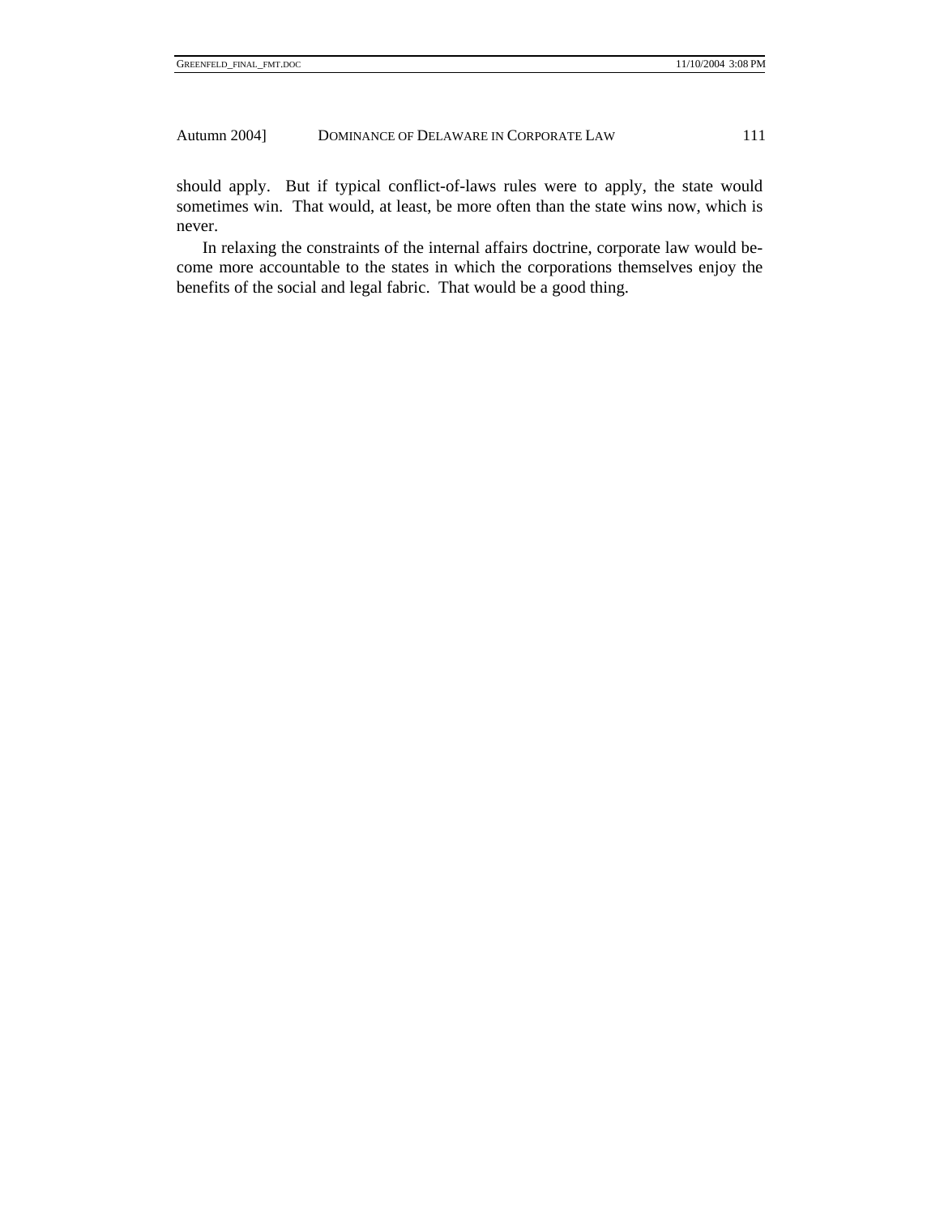should apply. But if typical conflict-of-laws rules were to apply, the state would sometimes win. That would, at least, be more often than the state wins now, which is never.

In relaxing the constraints of the internal affairs doctrine, corporate law would become more accountable to the states in which the corporations themselves enjoy the benefits of the social and legal fabric. That would be a good thing.